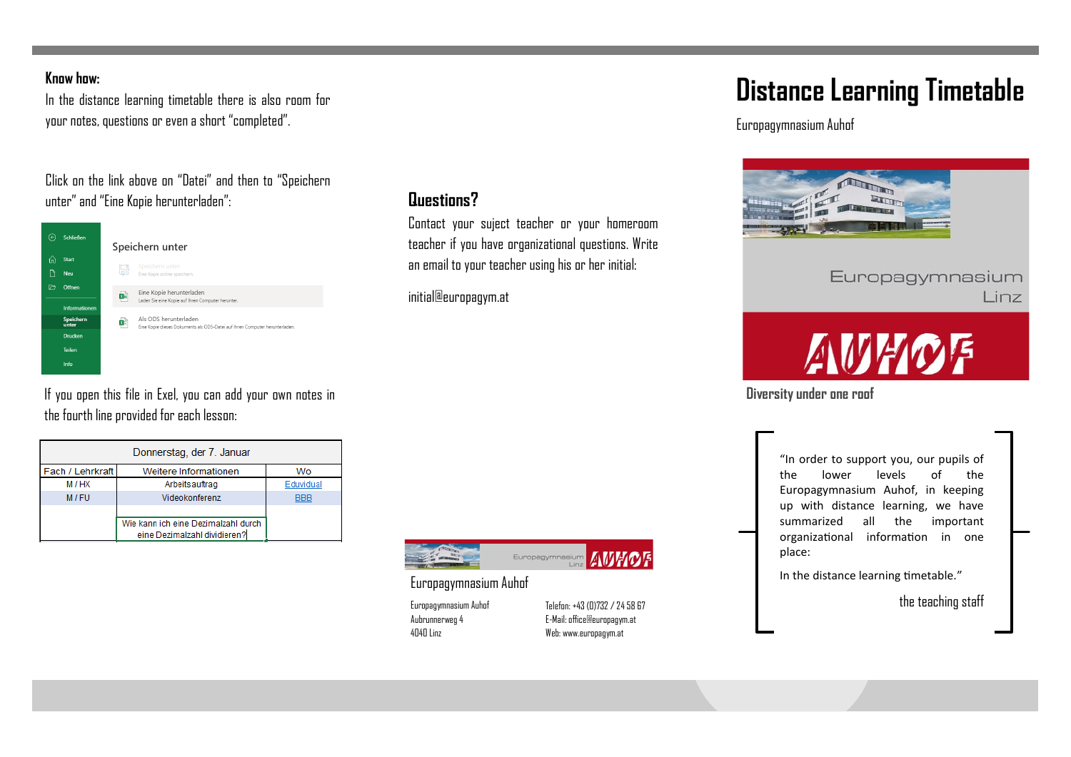**Know how:**

In the distance learning timetable there is also room for your notes, questions or even a short "completed".

Click on the link above on "Datei" and then to "Speichern unter" and "Eine Kopie herunterladen":

Schließen
Start
Neu
Öffnen
Informationen
Speichern unter
Drucken
Teilen
Info

Speichern unter

Speichern unter
Eine Kopie online speichern.

Eine Kopie herunterladen
Laden Sie eine Kopie auf Ihren Computer herunter.

Als ODS herunterladen
Eine Kopie dieses Dokuments als ODS-Datei auf Ihren Computer herunterladen.

If you open this file in Exel, you can add your own notes in the fourth line provided for each lesson:

| Donnerstag, der 7. Januar | | |
|---|---|---|
| Fach / Lehrkraft | Weitere Informationen | Wo |
| M / HX | Arbeitsauftrag | Eduvidual |
| M / FU | Videokonferenz | BBB |
| | Wie kann ich eine Dezimalzahl durch eine Dezimalzahl dividieren? | |

## Questions?

Contact your suject teacher or your homeroom teacher if you have organizational questions. Write an email to your teacher using his or her initial:

initial@europagym.at

Europagymnasium Linz AUHOF

Europagymnasium Auhof

Europagymnasium Auhof
Aubrunnerweg 4
4040 Linz

Telefon: +43 (0)732 / 24 58 67
E-Mail: office@europagym.at
Web: www.europagym.at

# Distance Learning Timetable

Europagymnasium Auhof

Europagymnasium Linz

AUHOF

**Diversity under one roof**

"In order to support you, our pupils of the lower levels of the Europagymnasium Auhof, in keeping up with distance learning, we have summarized all the important organizational information in one place:

In the distance learning timetable."

the teaching staff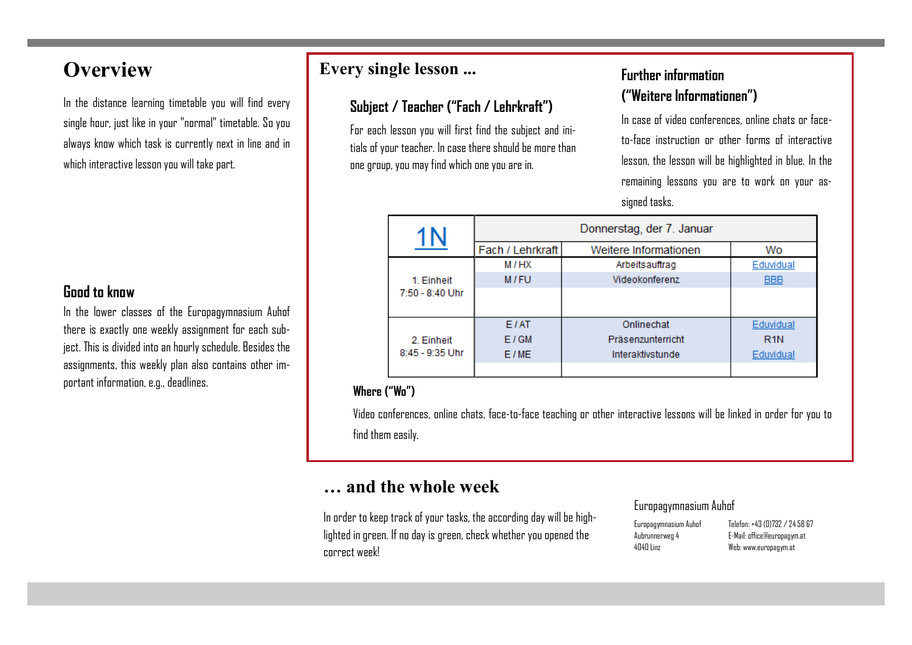# Overview

In the distance learning timetable you will find every single hour, just like in your "normal" timetable. So you always know which task is currently next in line and in which interactive lesson you will take part.

### Good to know

In the lower classes of the Europagymnasium Auhof there is exactly one weekly assignment for each subject. This is divided into an hourly schedule. Besides the assignments, this weekly plan also contains other important information, e.g., deadlines.

## Every single lesson ...

### Subject / Teacher ("Fach / Lehrkraft")

For each lesson you will first find the subject and initials of your teacher. In case there should be more than one group, you may find which one you are in.

### Further information ("Weitere Informationen")

In case of video conferences, online chats or face-to-face instruction or other forms of interactive lesson, the lesson will be highlighted in blue. In the remaining lessons you are to work on your assigned tasks.

| 1N | Donnerstag, der 7. Januar | | |
|---|---|---|---|
| | Fach / Lehrkraft | Weitere Informationen | Wo |
| 1. Einheit 7:50 - 8:40 Uhr | M / HX | Arbeitsauftrag | Eduvidual |
| | M / FU | Videokonferenz | BBB |
| | | | |
| 2. Einheit 8:45 - 9:35 Uhr | E / AT | Onlinechat | Eduvidual |
| | E / GM | Präsenzunterricht | R1N |
| | E / ME | Interaktivstunde | Eduvidual |
| | | | |

### Where ("Wo")

Video conferences, online chats, face-to-face teaching or other interactive lessons will be linked in order for you to find them easily.

## … and the whole week

In order to keep track of your tasks, the according day will be highlighted in green. If no day is green, check whether you opened the correct week!

Europagymnasium Auhof

Europagymnasium Auhof
Aubrunnerweg 4
4040 Linz

Telefon: +43 (0)732 / 24 58 67
E-Mail: office@europagym.at
Web: www.europagym.at